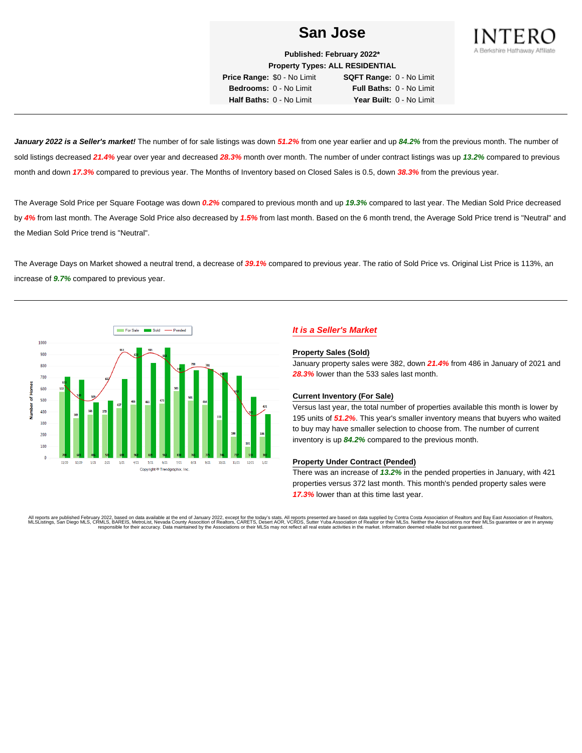# San Jose

**Published: February 2022***

**Property Types: ALL RESIDENTIAL**

| | | | |
|---|---|---|---|
| **Price Range:** | $0 - No Limit | **SQFT Range:** | 0 - No Limit |
| **Bedrooms:** | 0 - No Limit | **Full Baths:** | 0 - No Limit |
| **Half Baths:** | 0 - No Limit | **Year Built:** | 0 - No Limit |

INTERO
A Berkshire Hathaway Affiliate

---

***January 2022 is a Seller's market!*** The number of for sale listings was down ***51.2%*** from one year earlier and up ***84.2%*** from the previous month. The number of sold listings decreased ***21.4%*** year over year and decreased ***28.3%*** month over month. The number of under contract listings was up ***13.2%*** compared to previous month and down ***17.3%*** compared to previous year. The Months of Inventory based on Closed Sales is 0.5, down ***38.3%*** from the previous year.

The Average Sold Price per Square Footage was down ***0.2%*** compared to previous month and up ***19.3%*** compared to last year. The Median Sold Price decreased by ***4%*** from last month. The Average Sold Price also decreased by ***1.5%*** from last month. Based on the 6 month trend, the Average Sold Price trend is "Neutral" and the Median Sold Price trend is "Neutral".

The Average Days on Market showed a neutral trend, a decrease of ***39.1%*** compared to previous year. The ratio of Sold Price vs. Original List Price is 113%, an increase of ***9.7%*** compared to previous year.

---

| Month | For Sale | Sold | Pended |
|---|---|---|---|
| 11/20 | 577 | 708 | 638 |
| 12/20 | 349 | 683 | 530 |
| 1/21 | 381 | 486 | 509 |
| 2/21 | 379 | 501 | 662 |
| 3/21 | 437 | 690 | 913 |
| 4/21 | 466 | 963 | 872 |
| 5/21 | 461 | 829 | 915 |
| 6/21 | 473 | 961 | 865 |
| 7/21 | 583 | 818 | 747 |
| 8/21 | 501 | 765 | 790 |
| 9/21 | 464 | 779 | 786 |
| 10/21 | 333 | 746 | 770 |
| 11/21 | 188 | 717 | 578 |
| 12/21 | 101 | 533 | 372 |
| 1/22 | 186 | 382 | 421 |

Copyright © Trendgraphix, Inc.

### *It is a Seller's Market*

**Property Sales (Sold)**

January property sales were 382, down ***21.4%*** from 486 in January of 2021 and ***28.3%*** lower than the 533 sales last month.

**Current Inventory (For Sale)**

Versus last year, the total number of properties available this month is lower by 195 units of ***51.2%***. This year's smaller inventory means that buyers who waited to buy may have smaller selection to choose from. The number of current inventory is up ***84.2%*** compared to the previous month.

**Property Under Contract (Pended)**

There was an increase of ***13.2%*** in the pended properties in January, with 421 properties versus 372 last month. This month's pended property sales were ***17.3%*** lower than at this time last year.

All reports are published February 2022, based on data available at the end of January 2022, except for the today's stats. All reports presented are based on data supplied by Contra Costa Association of Realtors and Bay East Association of Realtors, MLSListings, San Diego MLS, CRMLS, BAREIS, MetroList, Nevada County Association of Realtors, CARETS, Desert AOR, VCRDS, Sutter Yuba Association of Realtor or their MLSs. Neither the Associations nor their MLSs guarantee or are in anyway responsible for their accuracy. Data maintained by the Associations or their MLSs may not reflect all real estate activities in the market. Information deemed reliable but not guaranteed.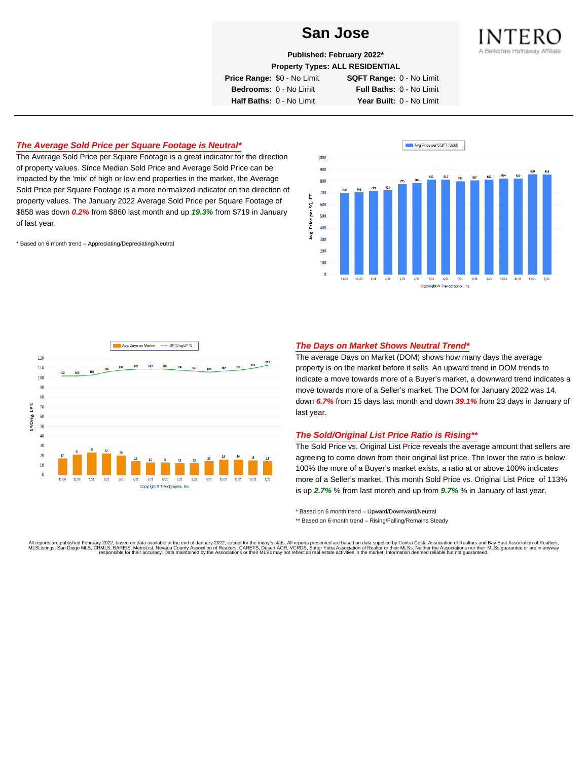# San Jose

**Published: February 2022***

**Property Types: ALL RESIDENTIAL**

| | | | |
|---|---|---|---|
| **Price Range:** | $0 - No Limit | **SQFT Range:** | 0 - No Limit |
| **Bedrooms:** | 0 - No Limit | **Full Baths:** | 0 - No Limit |
| **Half Baths:** | 0 - No Limit | **Year Built:** | 0 - No Limit |

INTERO
A Berkshire Hathaway Affiliate

## *The Average Sold Price per Square Footage is Neutral**

The Average Sold Price per Square Footage is a great indicator for the direction of property values. Since Median Sold Price and Average Sold Price can be impacted by the 'mix' of high or low end properties in the market, the Average Sold Price per Square Footage is a more normalized indicator on the direction of property values. The January 2022 Average Sold Price per Square Footage of $858 was down ***0.2%*** from $860 last month and up ***19.3%*** from $719 in January of last year.

\* Based on 6 month trend – Appreciating/Depreciating/Neutral

Avg Price per SQFT (Sold)

| Month | 11/20 | 12/20 | 1/21 | 2/21 | 3/21 | 4/21 | 5/21 | 6/21 | 7/21 | 8/21 | 9/21 | 10/21 | 11/21 | 12/21 | 1/22 |
|---|---|---|---|---|---|---|---|---|---|---|---|---|---|---|---|
| Avg. Price per SQ. FT. | 700 | 703 | 719 | 722 | 775 | 786 | 812 | 813 | 799 | 807 | 812 | 824 | 822 | 860 | 858 |

Copyright ® Trendgraphix, Inc.

| Month | 11/20 | 12/20 | 1/21 | 2/21 | 3/21 | 4/21 | 5/21 | 6/21 | 7/21 | 8/21 | 9/21 | 10/21 | 11/21 | 12/21 | 1/22 |
|---|---|---|---|---|---|---|---|---|---|---|---|---|---|---|---|
| Avg Days on Market | 17 | 21 | 23 | 22 | 20 | 14 | 13 | 13 | 12 | 12 | 14 | 16 | 16 | 15 | 14 |
| SP/Orig LP % | 102 | 102 | 103 | 106 | 108 | 109 | 109 | 109 | 108 | 107 | 106 | 107 | 108 | 110 | 113 |

Copyright ® Trendgraphix, Inc.

## *The Days on Market Shows Neutral Trend**

The average Days on Market (DOM) shows how many days the average property is on the market before it sells. An upward trend in DOM trends to indicate a move towards more of a Buyer's market, a downward trend indicates a move towards more of a Seller's market. The DOM for January 2022 was 14, down ***6.7%*** from 15 days last month and down ***39.1%*** from 23 days in January of last year.

## *The Sold/Original List Price Ratio is Rising***

The Sold Price vs. Original List Price reveals the average amount that sellers are agreeing to come down from their original list price. The lower the ratio is below 100% the more of a Buyer's market exists, a ratio at or above 100% indicates more of a Seller's market. This month Sold Price vs. Original List Price of 113% is up ***2.7%*** % from last month and up from ***9.7%*** % in January of last year.

\* Based on 6 month trend – Upward/Downward/Neutral

\*\* Based on 6 month trend – Rising/Falling/Remains Steady

All reports are published February 2022, based on data available at the end of January 2022, except for the today's stats. All reports presented are based on data supplied by Contra Costa Association of Realtors and Bay East Association of Realtors, MLSListings, San Diego MLS, CRMLS, BAREIS, MetroList, Nevada County Association of Realtors, CARETS, Desert AOR, VCRDS, Sutter Yuba Association of Realtor or their MLSs. Neither the Associations nor their MLSs guarantee or are in anyway responsible for their accuracy. Data maintained by the Associations or their MLSs may not reflect all real estate activities in the market. Information deemed reliable but not guaranteed.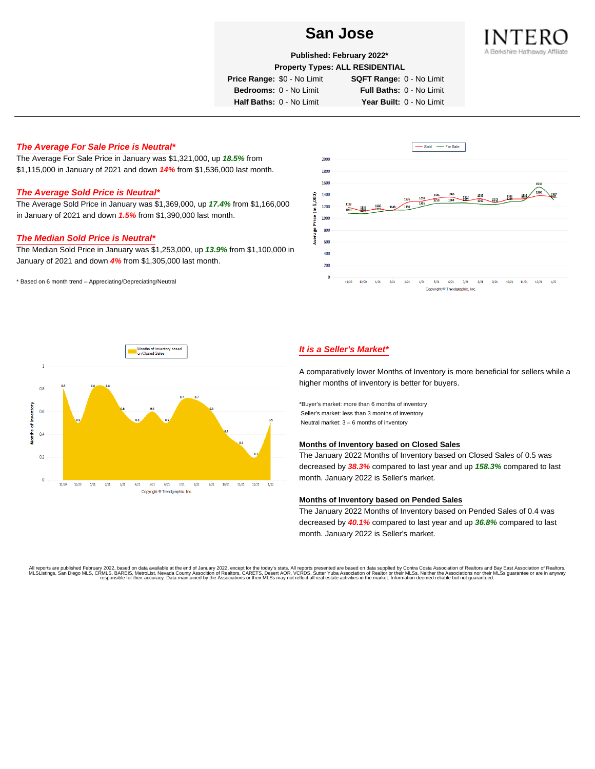# San Jose

**Published: February 2022***

**Property Types: ALL RESIDENTIAL**

| | | | |
|---|---|---|---|
| **Price Range:** | $0 - No Limit | **SQFT Range:** | 0 - No Limit |
| **Bedrooms:** | 0 - No Limit | **Full Baths:** | 0 - No Limit |
| **Half Baths:** | 0 - No Limit | **Year Built:** | 0 - No Limit |

## *The Average For Sale Price is Neutral**

The Average For Sale Price in January was $1,321,000, up ***18.5%*** from $1,115,000 in January of 2021 and down ***14%*** from $1,536,000 last month.

## *The Average Sold Price is Neutral**

The Average Sold Price in January was $1,369,000, up ***17.4%*** from $1,166,000 in January of 2021 and down ***1.5%*** from $1,390,000 last month.

## *The Median Sold Price is Neutral**

The Median Sold Price in January was $1,253,000, up ***13.9%*** from $1,100,000 in January of 2021 and down ***4%*** from $1,305,000 last month.

\* Based on 6 month trend – Appreciating/Depreciating/Neutral

## *It is a Seller's Market**

A comparatively lower Months of Inventory is more beneficial for sellers while a higher months of inventory is better for buyers.

*Buyer's market: more than 6 months of inventory
Seller's market: less than 3 months of inventory
Neutral market: 3 – 6 months of inventory

### Months of Inventory based on Closed Sales

The January 2022 Months of Inventory based on Closed Sales of 0.5 was decreased by ***38.3%*** compared to last year and up ***158.3%*** compared to last month. January 2022 is Seller's market.

### Months of Inventory based on Pended Sales

The January 2022 Months of Inventory based on Pended Sales of 0.4 was decreased by ***40.1%*** compared to last year and up ***36.8%*** compared to last month. January 2022 is Seller's market.

All reports are published February 2022, based on data available at the end of January 2022, except for the today's stats. All reports presented are based on data supplied by Contra Costa Association of Realtors and Bay East Association of Realtors, MLSListings, San Diego MLS, CRMLS, BAREIS, MetroList, Nevada County Association of Realtors, CARETS, Desert AOR, VCRDS, Sutter Yuba Association of Realtor or their MLSs. Neither the Associations nor their MLSs guarantee or are in anyway responsible for their accuracy. Data maintained by the Associations or their MLSs may not reflect all real estate activities in the market. Information deemed reliable but not guaranteed.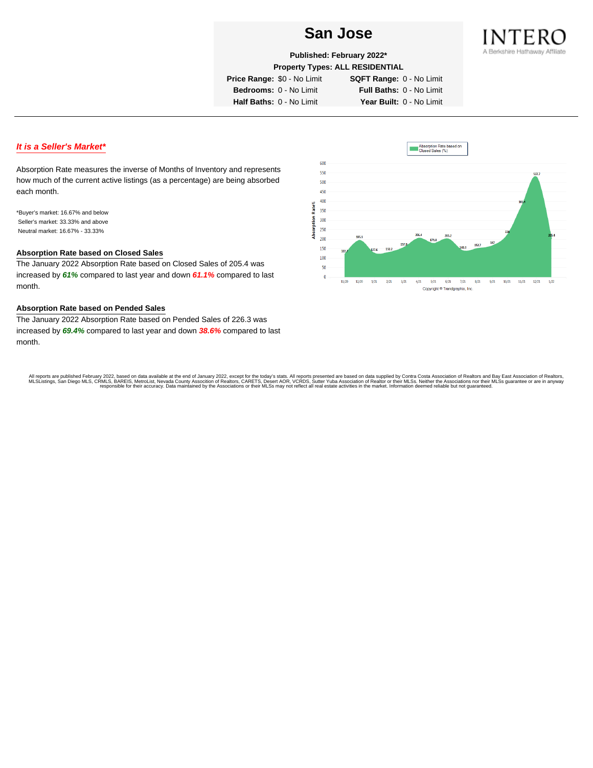# San Jose

**Published: February 2022***

**Property Types: ALL RESIDENTIAL**

| | | | |
|---|---|---|---|
| **Price Range:** | $0 - No Limit | **SQFT Range:** | 0 - No Limit |
| **Bedrooms:** | 0 - No Limit | **Full Baths:** | 0 - No Limit |
| **Half Baths:** | 0 - No Limit | **Year Built:** | 0 - No Limit |

INTERO
A Berkshire Hathaway Affiliate

## It is a Seller's Market*

Absorption Rate measures the inverse of Months of Inventory and represents how much of the current active listings (as a percentage) are being absorbed each month.

*Buyer's market: 16.67% and below
Seller's market: 33.33% and above
Neutral market: 16.67% - 33.33%

### Absorption Rate based on Closed Sales

The January 2022 Absorption Rate based on Closed Sales of 205.4 was increased by ***61%*** compared to last year and down ***61.1%*** compared to last month.

### Absorption Rate based on Pended Sales

The January 2022 Absorption Rate based on Pended Sales of 226.3 was increased by ***69.4%*** compared to last year and down ***38.6%*** compared to last month.

Absorption Rate based on Closed Sales (%)

Absorption Rate%

0
50
100
150
200
250
300
350
400
450
500
550
600

122.7
195.1
127.6
132.2
157.9
206.4
179.8
203.2
140.3
152.7
167
224
381.4
527.7
205.4

11/20
12/20
1/21
2/21
3/21
4/21
5/21
6/21
7/21
8/21
9/21
10/21
11/21
12/21
1/22

Copyright ® Trendgraphix, Inc.

All reports are published February 2022, based on data available at the end of January 2022, except for the today's stats. All reports presented are based on data supplied by Contra Costa Association of Realtors and Bay East Association of Realtors, MLSListings, San Diego MLS, CRMLS, BAREIS, MetroList, Nevada County Assocition of Realtors, CARETS, Desert AOR, VCRDS, Sutter Yuba Association of Realtor or their MLSs. Neither the Associations nor their MLSs guarantee or are in anyway responsible for their accuracy. Data maintained by the Associations or their MLSs may not reflect all real estate activities in the market. Information deemed reliable but not guaranteed.